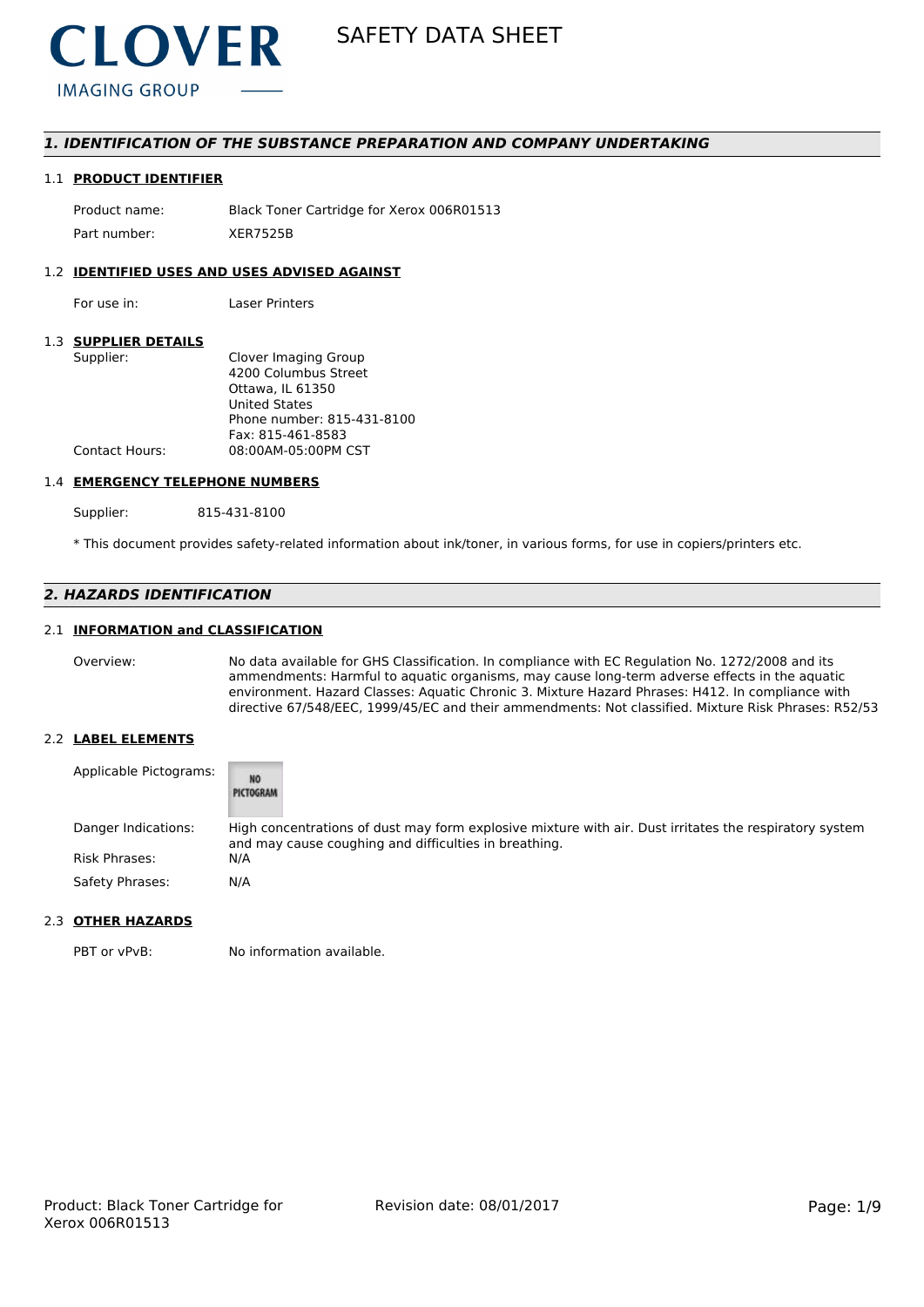CLOVER IMAGING GROUP

# SAFETY DATA SHEET

## 1. IDENTIFICATION OF THE SUBSTANCE PREPARATION AND COMPANY UNDERTAKING

### 1.1 PRODUCT IDENTIFIER

| | |
|---|---|
| Product name: | Black Toner Cartridge for Xerox 006R01513 |
| Part number: | XER7525B |

### 1.2 IDENTIFIED USES AND USES ADVISED AGAINST

| | |
|---|---|
| For use in: | Laser Printers |

### 1.3 SUPPLIER DETAILS

| | |
|---|---|
| Supplier: | Clover Imaging Group<br>4200 Columbus Street<br>Ottawa, IL 61350<br>United States<br>Phone number: 815-431-8100<br>Fax: 815-461-8583 |
| Contact Hours: | 08:00AM-05:00PM CST |

### 1.4 EMERGENCY TELEPHONE NUMBERS

| | |
|---|---|
| Supplier: | 815-431-8100 |

* This document provides safety-related information about ink/toner, in various forms, for use in copiers/printers etc.

## 2. HAZARDS IDENTIFICATION

### 2.1 INFORMATION and CLASSIFICATION

| | |
|---|---|
| Overview: | No data available for GHS Classification. In compliance with EC Regulation No. 1272/2008 and its ammendments: Harmful to aquatic organisms, may cause long-term adverse effects in the aquatic environment. Hazard Classes: Aquatic Chronic 3. Mixture Hazard Phrases: H412. In compliance with directive 67/548/EEC, 1999/45/EC and their ammendments: Not classified. Mixture Risk Phrases: R52/53 |

### 2.2 LABEL ELEMENTS

| | |
|---|---|
| Applicable Pictograms: | NO PICTOGRAM |
| Danger Indications: | High concentrations of dust may form explosive mixture with air. Dust irritates the respiratory system and may cause coughing and difficulties in breathing. |
| Risk Phrases: | N/A |
| Safety Phrases: | N/A |

### 2.3 OTHER HAZARDS

| | |
|---|---|
| PBT or vPvB: | No information available. |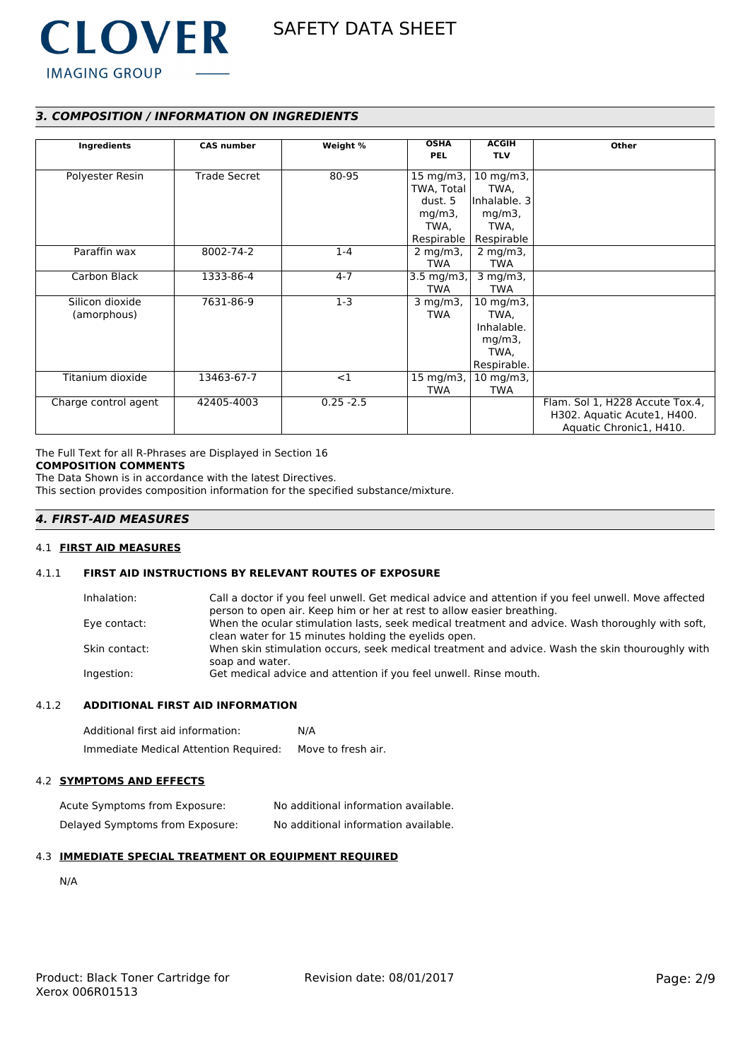## *3. COMPOSITION / INFORMATION ON INGREDIENTS*

| Ingredients | CAS number | Weight % | OSHA PEL | ACGIH TLV | Other |
|---|---|---|---|---|---|
| Polyester Resin | Trade Secret | 80-95 | 15 mg/m3, TWA, Total dust. 5 mg/m3, TWA, Respirable | 10 mg/m3, TWA, Inhalable. 3 mg/m3, TWA, Respirable | |
| Paraffin wax | 8002-74-2 | 1-4 | 2 mg/m3, TWA | 2 mg/m3, TWA | |
| Carbon Black | 1333-86-4 | 4-7 | 3.5 mg/m3, TWA | 3 mg/m3, TWA | |
| Silicon dioxide (amorphous) | 7631-86-9 | 1-3 | 3 mg/m3, TWA | 10 mg/m3, TWA, Inhalable. mg/m3, TWA, Respirable. | |
| Titanium dioxide | 13463-67-7 | <1 | 15 mg/m3, TWA | 10 mg/m3, TWA | |
| Charge control agent | 42405-4003 | 0.25 -2.5 | | | Flam. Sol 1, H228 Accute Tox.4, H302. Aquatic Acute1, H400. Aquatic Chronic1, H410. |

The Full Text for all R-Phrases are Displayed in Section 16

**COMPOSITION COMMENTS**

The Data Shown is in accordance with the latest Directives.

This section provides composition information for the specified substance/mixture.

## *4. FIRST-AID MEASURES*

### 4.1 FIRST AID MEASURES

#### 4.1.1 FIRST AID INSTRUCTIONS BY RELEVANT ROUTES OF EXPOSURE

Inhalation: Call a doctor if you feel unwell. Get medical advice and attention if you feel unwell. Move affected person to open air. Keep him or her at rest to allow easier breathing.

Eye contact: When the ocular stimulation lasts, seek medical treatment and advice. Wash thoroughly with soft, clean water for 15 minutes holding the eyelids open.

Skin contact: When skin stimulation occurs, seek medical treatment and advice. Wash the skin thouroughly with soap and water.

Ingestion: Get medical advice and attention if you feel unwell. Rinse mouth.

#### 4.1.2 ADDITIONAL FIRST AID INFORMATION

Additional first aid information: N/A

Immediate Medical Attention Required: Move to fresh air.

### 4.2 SYMPTOMS AND EFFECTS

Acute Symptoms from Exposure: No additional information available.

Delayed Symptoms from Exposure: No additional information available.

### 4.3 IMMEDIATE SPECIAL TREATMENT OR EQUIPMENT REQUIRED

N/A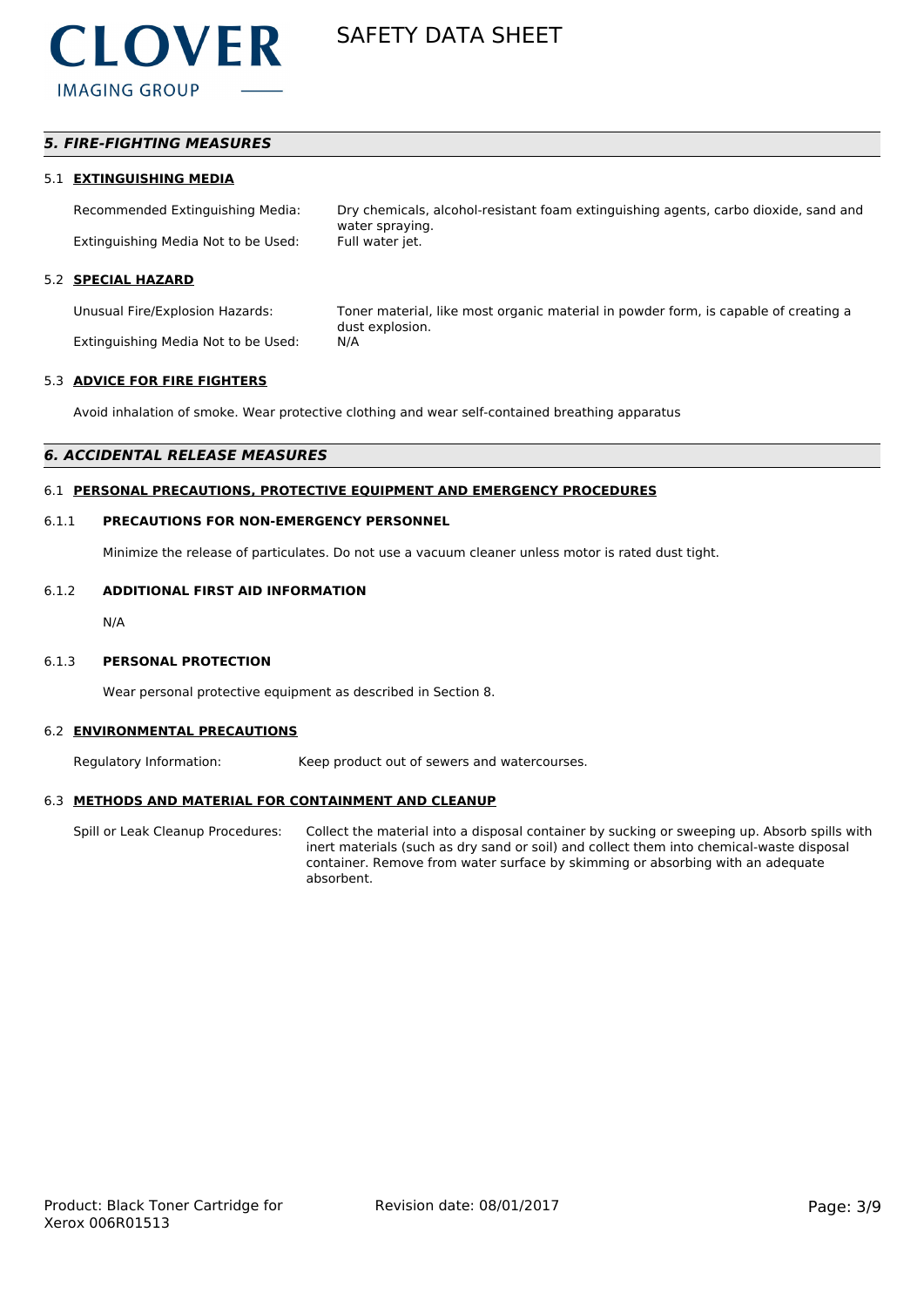## 5. FIRE-FIGHTING MEASURES

### 5.1 EXTINGUISHING MEDIA

Recommended Extinguishing Media: Dry chemicals, alcohol-resistant foam extinguishing agents, carbo dioxide, sand and water spraying.

Extinguishing Media Not to be Used: Full water jet.

### 5.2 SPECIAL HAZARD

Unusual Fire/Explosion Hazards: Toner material, like most organic material in powder form, is capable of creating a dust explosion.

Extinguishing Media Not to be Used: N/A

### 5.3 ADVICE FOR FIRE FIGHTERS

Avoid inhalation of smoke. Wear protective clothing and wear self-contained breathing apparatus

## 6. ACCIDENTAL RELEASE MEASURES

### 6.1 PERSONAL PRECAUTIONS, PROTECTIVE EQUIPMENT AND EMERGENCY PROCEDURES

#### 6.1.1 PRECAUTIONS FOR NON-EMERGENCY PERSONNEL

Minimize the release of particulates. Do not use a vacuum cleaner unless motor is rated dust tight.

#### 6.1.2 ADDITIONAL FIRST AID INFORMATION

N/A

#### 6.1.3 PERSONAL PROTECTION

Wear personal protective equipment as described in Section 8.

### 6.2 ENVIRONMENTAL PRECAUTIONS

Regulatory Information: Keep product out of sewers and watercourses.

### 6.3 METHODS AND MATERIAL FOR CONTAINMENT AND CLEANUP

Spill or Leak Cleanup Procedures: Collect the material into a disposal container by sucking or sweeping up. Absorb spills with inert materials (such as dry sand or soil) and collect them into chemical-waste disposal container. Remove from water surface by skimming or absorbing with an adequate absorbent.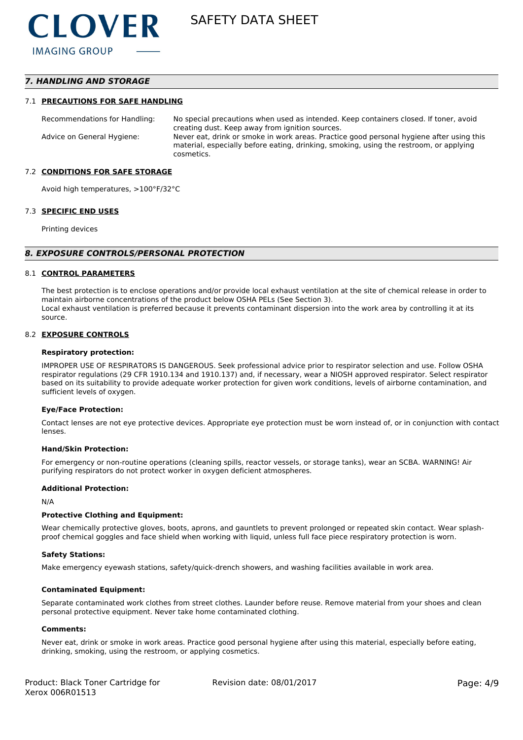## 7. HANDLING AND STORAGE

### 7.1 PRECAUTIONS FOR SAFE HANDLING

| | |
|---|---|
| Recommendations for Handling: | No special precautions when used as intended. Keep containers closed. If toner, avoid creating dust. Keep away from ignition sources. |
| Advice on General Hygiene: | Never eat, drink or smoke in work areas. Practice good personal hygiene after using this material, especially before eating, drinking, smoking, using the restroom, or applying cosmetics. |

### 7.2 CONDITIONS FOR SAFE STORAGE

Avoid high temperatures, >100°F/32°C

### 7.3 SPECIFIC END USES

Printing devices

## 8. EXPOSURE CONTROLS/PERSONAL PROTECTION

### 8.1 CONTROL PARAMETERS

The best protection is to enclose operations and/or provide local exhaust ventilation at the site of chemical release in order to maintain airborne concentrations of the product below OSHA PELs (See Section 3).
Local exhaust ventilation is preferred because it prevents contaminant dispersion into the work area by controlling it at its source.

### 8.2 EXPOSURE CONTROLS

**Respiratory protection:**

IMPROPER USE OF RESPIRATORS IS DANGEROUS. Seek professional advice prior to respirator selection and use. Follow OSHA respirator regulations (29 CFR 1910.134 and 1910.137) and, if necessary, wear a NIOSH approved respirator. Select respirator based on its suitability to provide adequate worker protection for given work conditions, levels of airborne contamination, and sufficient levels of oxygen.

**Eye/Face Protection:**

Contact lenses are not eye protective devices. Appropriate eye protection must be worn instead of, or in conjunction with contact lenses.

**Hand/Skin Protection:**

For emergency or non-routine operations (cleaning spills, reactor vessels, or storage tanks), wear an SCBA. WARNING! Air purifying respirators do not protect worker in oxygen deficient atmospheres.

**Additional Protection:**

N/A

**Protective Clothing and Equipment:**

Wear chemically protective gloves, boots, aprons, and gauntlets to prevent prolonged or repeated skin contact. Wear splash-proof chemical goggles and face shield when working with liquid, unless full face piece respiratory protection is worn.

**Safety Stations:**

Make emergency eyewash stations, safety/quick-drench showers, and washing facilities available in work area.

**Contaminated Equipment:**

Separate contaminated work clothes from street clothes. Launder before reuse. Remove material from your shoes and clean personal protective equipment. Never take home contaminated clothing.

**Comments:**

Never eat, drink or smoke in work areas. Practice good personal hygiene after using this material, especially before eating, drinking, smoking, using the restroom, or applying cosmetics.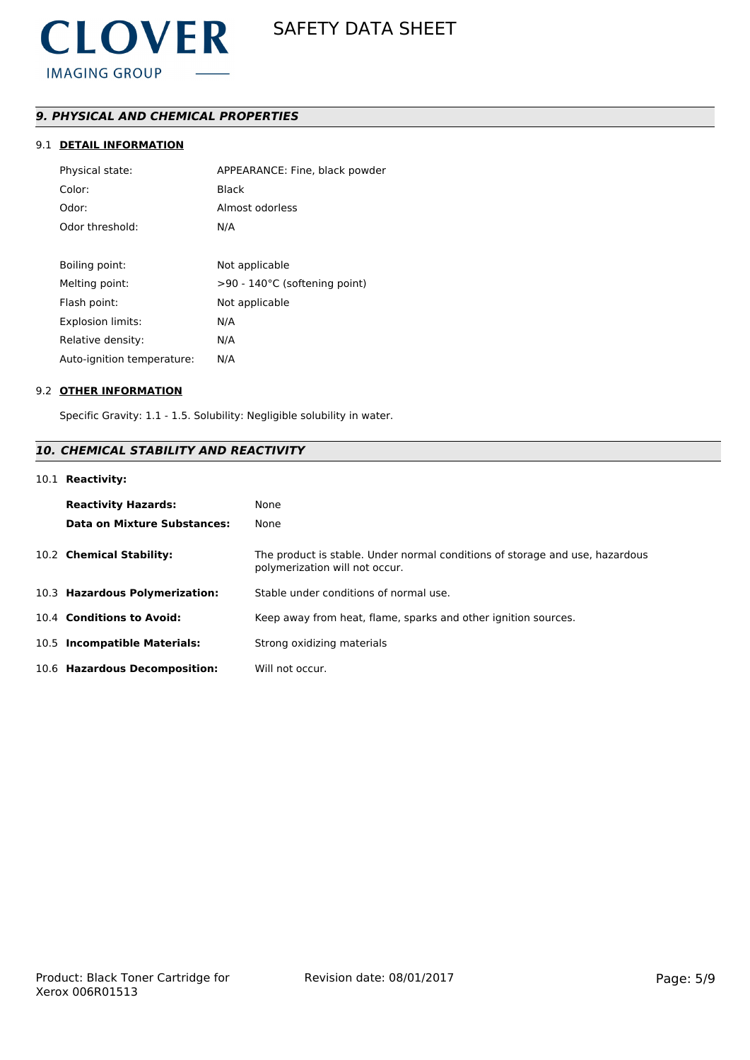## *9. PHYSICAL AND CHEMICAL PROPERTIES*

### 9.1 DETAIL INFORMATION

| | |
|---|---|
| Physical state: | APPEARANCE: Fine, black powder |
| Color: | Black |
| Odor: | Almost odorless |
| Odor threshold: | N/A |
| Boiling point: | Not applicable |
| Melting point: | >90 - 140°C (softening point) |
| Flash point: | Not applicable |
| Explosion limits: | N/A |
| Relative density: | N/A |
| Auto-ignition temperature: | N/A |

### 9.2 OTHER INFORMATION

Specific Gravity: 1.1 - 1.5. Solubility: Negligible solubility in water.

## *10. CHEMICAL STABILITY AND REACTIVITY*

### 10.1 **Reactivity:**

| | |
|---|---|
| **Reactivity Hazards:** | None |
| **Data on Mixture Substances:** | None |

| | |
|---|---|
| 10.2 **Chemical Stability:** | The product is stable. Under normal conditions of storage and use, hazardous polymerization will not occur. |
| 10.3 **Hazardous Polymerization:** | Stable under conditions of normal use. |
| 10.4 **Conditions to Avoid:** | Keep away from heat, flame, sparks and other ignition sources. |
| 10.5 **Incompatible Materials:** | Strong oxidizing materials |
| 10.6 **Hazardous Decomposition:** | Will not occur. |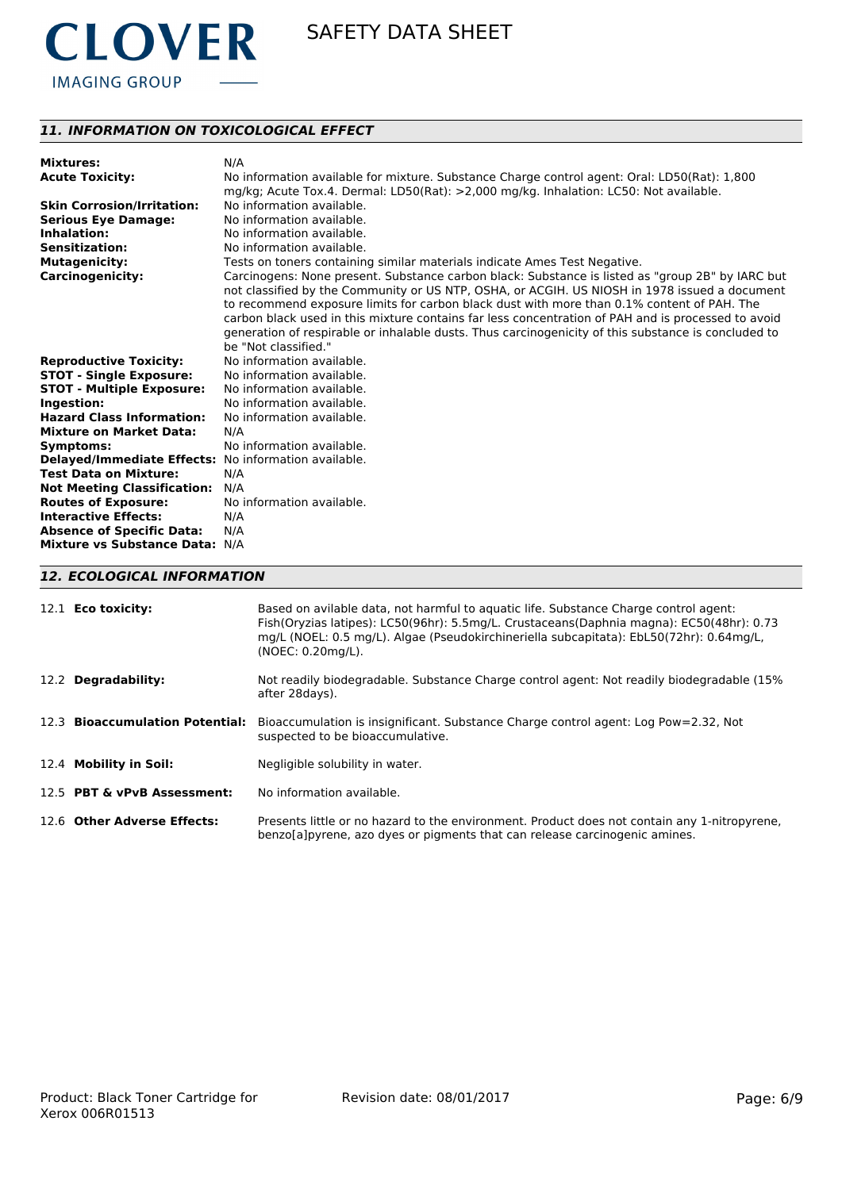## 11. INFORMATION ON TOXICOLOGICAL EFFECT

| | |
|---|---|
| **Mixtures:** | N/A |
| **Acute Toxicity:** | No information available for mixture. Substance Charge control agent: Oral: LD50(Rat): 1,800 mg/kg; Acute Tox.4. Dermal: LD50(Rat): >2,000 mg/kg. Inhalation: LC50: Not available. |
| **Skin Corrosion/Irritation:** | No information available. |
| **Serious Eye Damage:** | No information available. |
| **Inhalation:** | No information available. |
| **Sensitization:** | No information available. |
| **Mutagenicity:** | Tests on toners containing similar materials indicate Ames Test Negative. |
| **Carcinogenicity:** | Carcinogens: None present. Substance carbon black: Substance is listed as "group 2B" by IARC but not classified by the Community or US NTP, OSHA, or ACGIH. US NIOSH in 1978 issued a document to recommend exposure limits for carbon black dust with more than 0.1% content of PAH. The carbon black used in this mixture contains far less concentration of PAH and is processed to avoid generation of respirable or inhalable dusts. Thus carcinogenicity of this substance is concluded to be "Not classified." |
| **Reproductive Toxicity:** | No information available. |
| **STOT - Single Exposure:** | No information available. |
| **STOT - Multiple Exposure:** | No information available. |
| **Ingestion:** | No information available. |
| **Hazard Class Information:** | No information available. |
| **Mixture on Market Data:** | N/A |
| **Symptoms:** | No information available. |
| **Delayed/Immediate Effects:** | No information available. |
| **Test Data on Mixture:** | N/A |
| **Not Meeting Classification:** | N/A |
| **Routes of Exposure:** | No information available. |
| **Interactive Effects:** | N/A |
| **Absence of Specific Data:** | N/A |
| **Mixture vs Substance Data:** | N/A |

## 12. ECOLOGICAL INFORMATION

| | |
|---|---|
| 12.1 **Eco toxicity:** | Based on avilable data, not harmful to aquatic life. Substance Charge control agent: Fish(Oryzias latipes): LC50(96hr): 5.5mg/L. Crustaceans(Daphnia magna): EC50(48hr): 0.73 mg/L (NOEL: 0.5 mg/L). Algae (Pseudokirchineriella subcapitata): EbL50(72hr): 0.64mg/L, (NOEC: 0.20mg/L). |
| 12.2 **Degradability:** | Not readily biodegradable. Substance Charge control agent: Not readily biodegradable (15% after 28days). |
| 12.3 **Bioaccumulation Potential:** | Bioaccumulation is insignificant. Substance Charge control agent: Log Pow=2.32, Not suspected to be bioaccumulative. |
| 12.4 **Mobility in Soil:** | Negligible solubility in water. |
| 12.5 **PBT & vPvB Assessment:** | No information available. |
| 12.6 **Other Adverse Effects:** | Presents little or no hazard to the environment. Product does not contain any 1-nitropyrene, benzo[a]pyrene, azo dyes or pigments that can release carcinogenic amines. |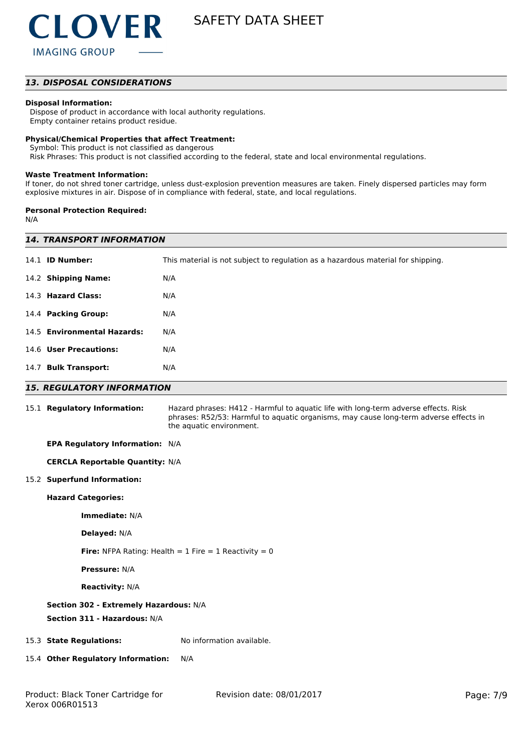## 13. DISPOSAL CONSIDERATIONS

**Disposal Information:**

Dispose of product in accordance with local authority regulations.
Empty container retains product residue.

**Physical/Chemical Properties that affect Treatment:**

Symbol: This product is not classified as dangerous
Risk Phrases: This product is not classified according to the federal, state and local environmental regulations.

**Waste Treatment Information:**

If toner, do not shred toner cartridge, unless dust-explosion prevention measures are taken. Finely dispersed particles may form explosive mixtures in air. Dispose of in compliance with federal, state, and local regulations.

**Personal Protection Required:**

N/A

## 14. TRANSPORT INFORMATION

| | |
|---|---|
| 14.1 **ID Number:** | This material is not subject to regulation as a hazardous material for shipping. |
| 14.2 **Shipping Name:** | N/A |
| 14.3 **Hazard Class:** | N/A |
| 14.4 **Packing Group:** | N/A |
| 14.5 **Environmental Hazards:** | N/A |
| 14.6 **User Precautions:** | N/A |
| 14.7 **Bulk Transport:** | N/A |

## 15. REGULATORY INFORMATION

15.1 **Regulatory Information:** Hazard phrases: H412 - Harmful to aquatic life with long-term adverse effects. Risk phrases: R52/53: Harmful to aquatic organisms, may cause long-term adverse effects in the aquatic environment.

**EPA Regulatory Information:** N/A

**CERCLA Reportable Quantity:** N/A

15.2 **Superfund Information:**

**Hazard Categories:**

**Immediate:** N/A

**Delayed:** N/A

**Fire:** NFPA Rating: Health = 1 Fire = 1 Reactivity = 0

**Pressure:** N/A

**Reactivity:** N/A

**Section 302 - Extremely Hazardous:** N/A

**Section 311 - Hazardous:** N/A

15.3 **State Regulations:** No information available.

15.4 **Other Regulatory Information:** N/A

Product: Black Toner Cartridge for Xerox 006R01513 Revision date: 08/01/2017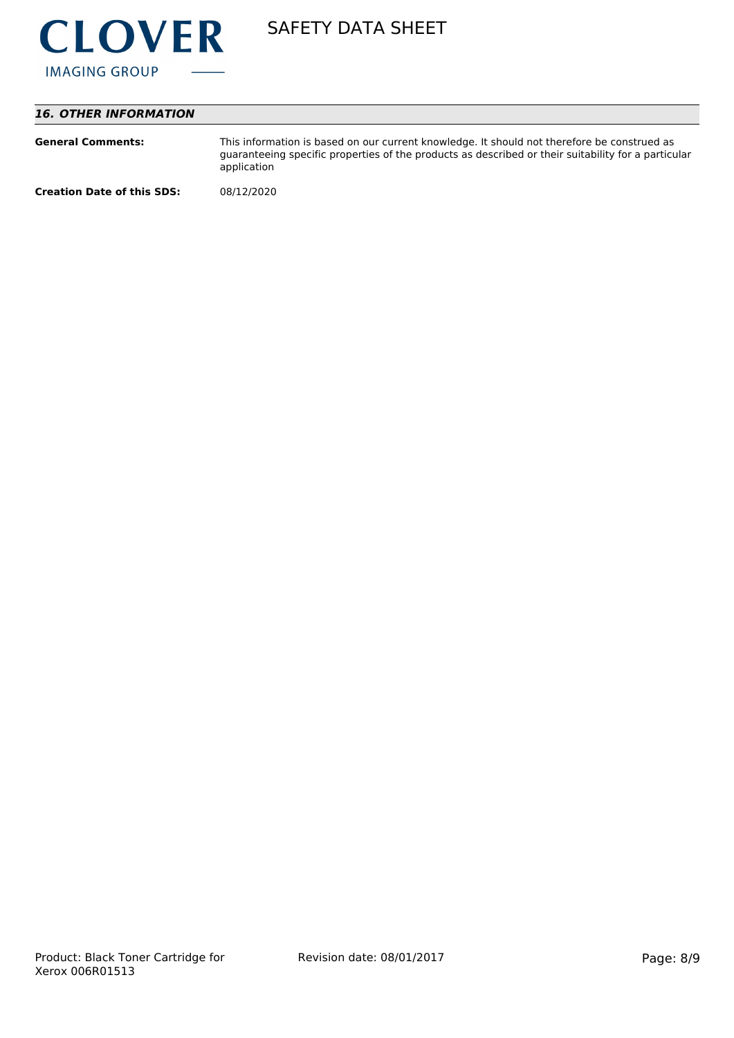## 16. OTHER INFORMATION

**General Comments:** This information is based on our current knowledge. It should not therefore be construed as guaranteeing specific properties of the products as described or their suitability for a particular application

**Creation Date of this SDS:** 08/12/2020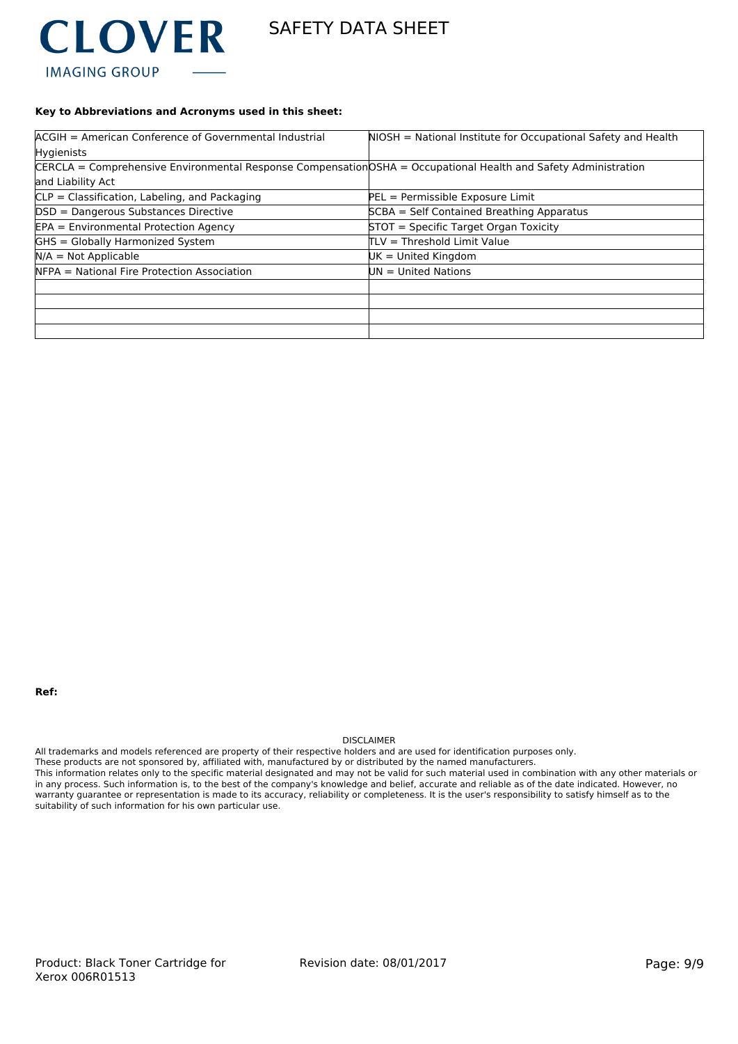**Key to Abbreviations and Acronyms used in this sheet:**

| | |
|---|---|
| ACGIH = American Conference of Governmental Industrial Hygienists | NIOSH = National Institute for Occupational Safety and Health |
| CERCLA = Comprehensive Environmental Response Compensation and Liability Act | OSHA = Occupational Health and Safety Administration |
| CLP = Classification, Labeling, and Packaging | PEL = Permissible Exposure Limit |
| DSD = Dangerous Substances Directive | SCBA = Self Contained Breathing Apparatus |
| EPA = Environmental Protection Agency | STOT = Specific Target Organ Toxicity |
| GHS = Globally Harmonized System | TLV = Threshold Limit Value |
| N/A = Not Applicable | UK = United Kingdom |
| NFPA = National Fire Protection Association | UN = United Nations |
| | |
| | |
| | |
| | |

**Ref:**

DISCLAIMER

All trademarks and models referenced are property of their respective holders and are used for identification purposes only.
These products are not sponsored by, affiliated with, manufactured by or distributed by the named manufacturers.
This information relates only to the specific material designated and may not be valid for such material used in combination with any other materials or in any process. Such information is, to the best of the company's knowledge and belief, accurate and reliable as of the date indicated. However, no warranty guarantee or representation is made to its accuracy, reliability or completeness. It is the user's responsibility to satisfy himself as to the suitability of such information for his own particular use.